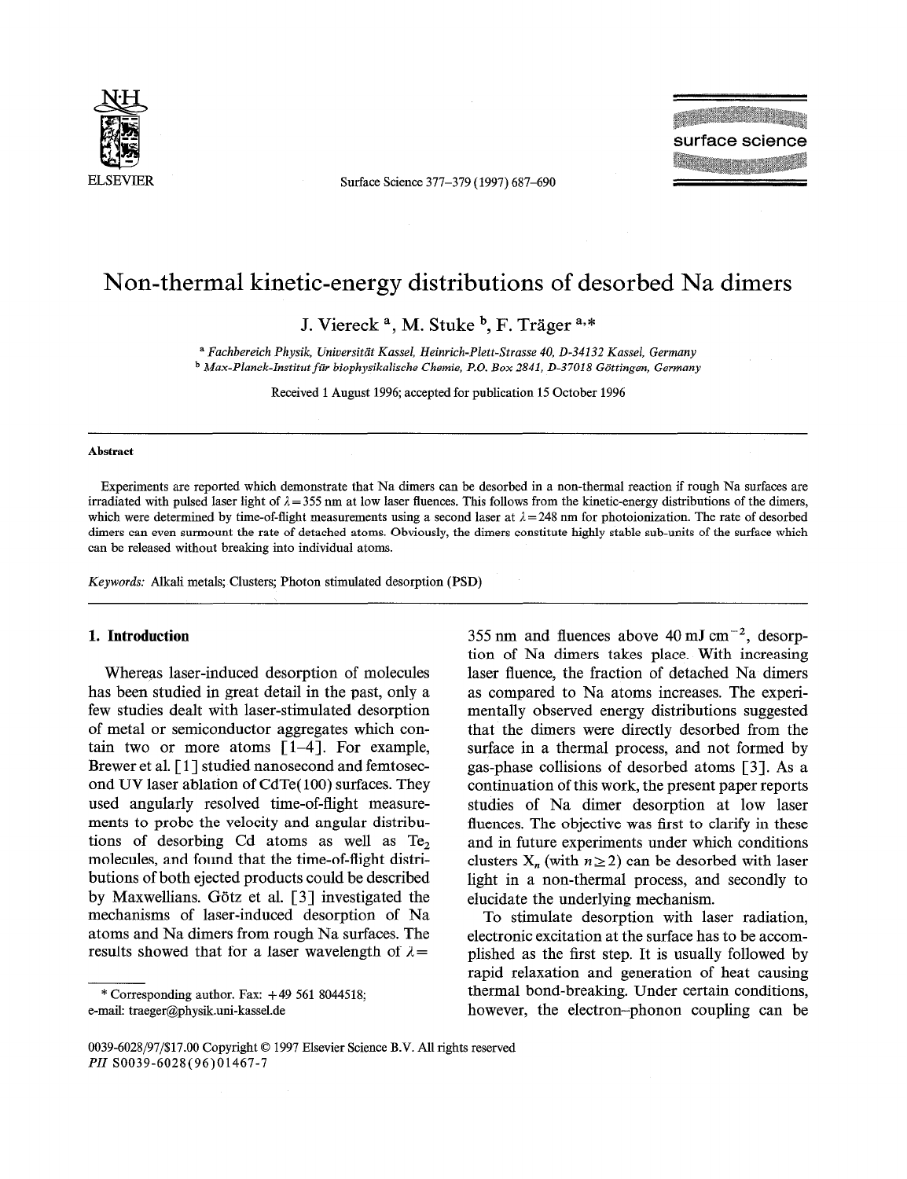# Non-thermal kinetic-energy distributions of desorbed Na dimers

J. Viereck [a], M. Stuke [b], F. Träger [a,*]

[a] *Fachbereich Physik, Universität Kassel, Heinrich-Plett-Strasse 40, D-34132 Kassel, Germany*
[b] *Max-Planck-Institut für biophysikalische Chemie, P.O. Box 2841, D-37018 Göttingen, Germany*

Received 1 August 1996; accepted for publication 15 October 1996

## Abstract

Experiments are reported which demonstrate that Na dimers can be desorbed in a non-thermal reaction if rough Na surfaces are irradiated with pulsed laser light of $\lambda = 355$ nm at low laser fluences. This follows from the kinetic-energy distributions of the dimers, which were determined by time-of-flight measurements using a second laser at $\lambda = 248$ nm for photoionization. The rate of desorbed dimers can even surmount the rate of detached atoms. Obviously, the dimers constitute highly stable sub-units of the surface which can be released without breaking into individual atoms.

*Keywords:* Alkali metals; Clusters; Photon stimulated desorption (PSD)

## 1. Introduction

Whereas laser-induced desorption of molecules has been studied in great detail in the past, only a few studies dealt with laser-stimulated desorption of metal or semiconductor aggregates which contain two or more atoms [1–4]. For example, Brewer et al. [1] studied nanosecond and femtosecond UV laser ablation of CdTe(100) surfaces. They used angularly resolved time-of-flight measurements to probe the velocity and angular distributions of desorbing Cd atoms as well as $Te_2$ molecules, and found that the time-of-flight distributions of both ejected products could be described by Maxwellians. Götz et al. [3] investigated the mechanisms of laser-induced desorption of Na atoms and Na dimers from rough Na surfaces. The results showed that for a laser wavelength of $\lambda = 355$ nm and fluences above 40 mJ $cm^{-2}$, desorption of Na dimers takes place. With increasing laser fluence, the fraction of detached Na dimers as compared to Na atoms increases. The experimentally observed energy distributions suggested that the dimers were directly desorbed from the surface in a thermal process, and not formed by gas-phase collisions of desorbed atoms [3]. As a continuation of this work, the present paper reports studies of Na dimer desorption at low laser fluences. The objective was first to clarify in these and in future experiments under which conditions clusters $X_n$ (with $n \geq 2$) can be desorbed with laser light in a non-thermal process, and secondly to elucidate the underlying mechanism.

To stimulate desorption with laser radiation, electronic excitation at the surface has to be accomplished as the first step. It is usually followed by rapid relaxation and generation of heat causing thermal bond-breaking. Under certain conditions, however, the electron–phonon coupling can be

\* Corresponding author. Fax: +49 561 8044518; e-mail: traeger@physik.uni-kassel.de

0039-6028/97/$17.00 Copyright © 1997 Elsevier Science B.V. All rights reserved
PII S0039-6028(96)01467-7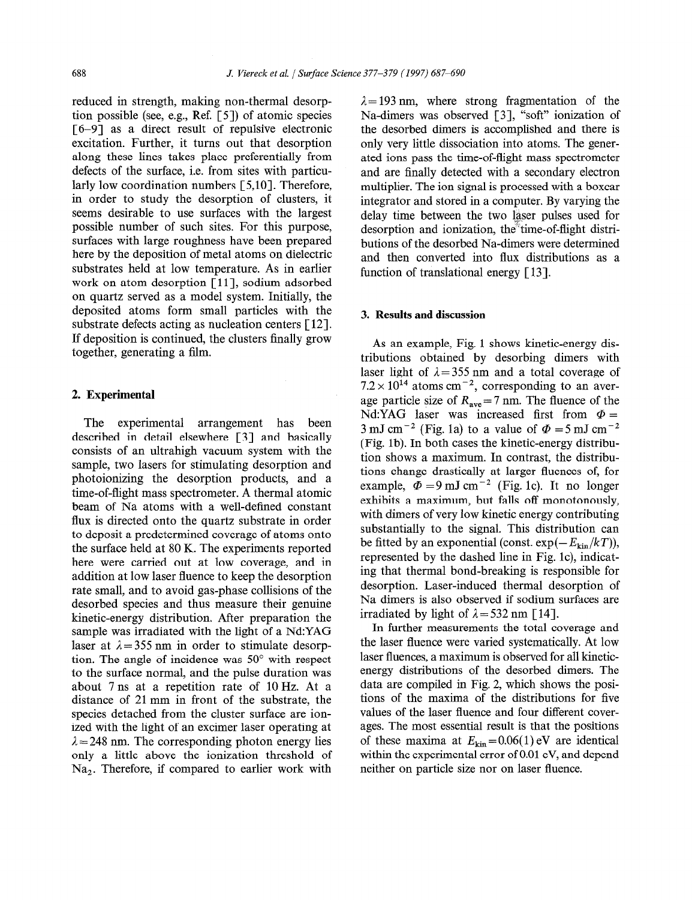reduced in strength, making non-thermal desorption possible (see, e.g., Ref. [5]) of atomic species [6–9] as a direct result of repulsive electronic excitation. Further, it turns out that desorption along these lines takes place preferentially from defects of the surface, i.e. from sites with particularly low coordination numbers [5,10]. Therefore, in order to study the desorption of clusters, it seems desirable to use surfaces with the largest possible number of such sites. For this purpose, surfaces with large roughness have been prepared here by the deposition of metal atoms on dielectric substrates held at low temperature. As in earlier work on atom desorption [11], sodium adsorbed on quartz served as a model system. Initially, the deposited atoms form small particles with the substrate defects acting as nucleation centers [12]. If deposition is continued, the clusters finally grow together, generating a film.

## 2. Experimental

The experimental arrangement has been described in detail elsewhere [3] and basically consists of an ultrahigh vacuum system with the sample, two lasers for stimulating desorption and photoionizing the desorption products, and a time-of-flight mass spectrometer. A thermal atomic beam of Na atoms with a well-defined constant flux is directed onto the quartz substrate in order to deposit a predetermined coverage of atoms onto the surface held at 80 K. The experiments reported here were carried out at low coverage, and in addition at low laser fluence to keep the desorption rate small, and to avoid gas-phase collisions of the desorbed species and thus measure their genuine kinetic-energy distribution. After preparation the sample was irradiated with the light of a Nd:YAG laser at $\lambda = 355$ nm in order to stimulate desorption. The angle of incidence was 50° with respect to the surface normal, and the pulse duration was about 7 ns at a repetition rate of 10 Hz. At a distance of 21 mm in front of the substrate, the species detached from the cluster surface are ionized with the light of an excimer laser operating at $\lambda = 248$ nm. The corresponding photon energy lies only a little above the ionization threshold of $Na_2$. Therefore, if compared to earlier work with $\lambda = 193$ nm, where strong fragmentation of the Na-dimers was observed [3], "soft" ionization of the desorbed dimers is accomplished and there is only very little dissociation into atoms. The generated ions pass the time-of-flight mass spectrometer and are finally detected with a secondary electron multiplier. The ion signal is processed with a boxcar integrator and stored in a computer. By varying the delay time between the two laser pulses used for desorption and ionization, the time-of-flight distributions of the desorbed Na-dimers were determined and then converted into flux distributions as a function of translational energy [13].

## 3. Results and discussion

As an example, Fig. 1 shows kinetic-energy distributions obtained by desorbing dimers with laser light of $\lambda = 355$ nm and a total coverage of $7.2 \times 10^{14}$ atoms cm$^{-2}$, corresponding to an average particle size of $R_{ave} = 7$ nm. The fluence of the Nd:YAG laser was increased first from $\Phi = 3$ mJ cm$^{-2}$ (Fig. 1a) to a value of $\Phi = 5$ mJ cm$^{-2}$ (Fig. 1b). In both cases the kinetic-energy distribution shows a maximum. In contrast, the distributions change drastically at larger fluences of, for example, $\Phi = 9$ mJ cm$^{-2}$ (Fig. 1c). It no longer exhibits a maximum, but falls off monotonously, with dimers of very low kinetic energy contributing substantially to the signal. This distribution can be fitted by an exponential (const. $\exp(-E_{kin}/kT)$), represented by the dashed line in Fig. 1c), indicating that thermal bond-breaking is responsible for desorption. Laser-induced thermal desorption of Na dimers is also observed if sodium surfaces are irradiated by light of $\lambda = 532$ nm [14].

In further measurements the total coverage and the laser fluence were varied systematically. At low laser fluences, a maximum is observed for all kinetic-energy distributions of the desorbed dimers. The data are compiled in Fig. 2, which shows the positions of the maxima of the distributions for five values of the laser fluence and four different coverages. The most essential result is that the positions of these maxima at $E_{kin} = 0.06(1)$ eV are identical within the experimental error of 0.01 eV, and depend neither on particle size nor on laser fluence.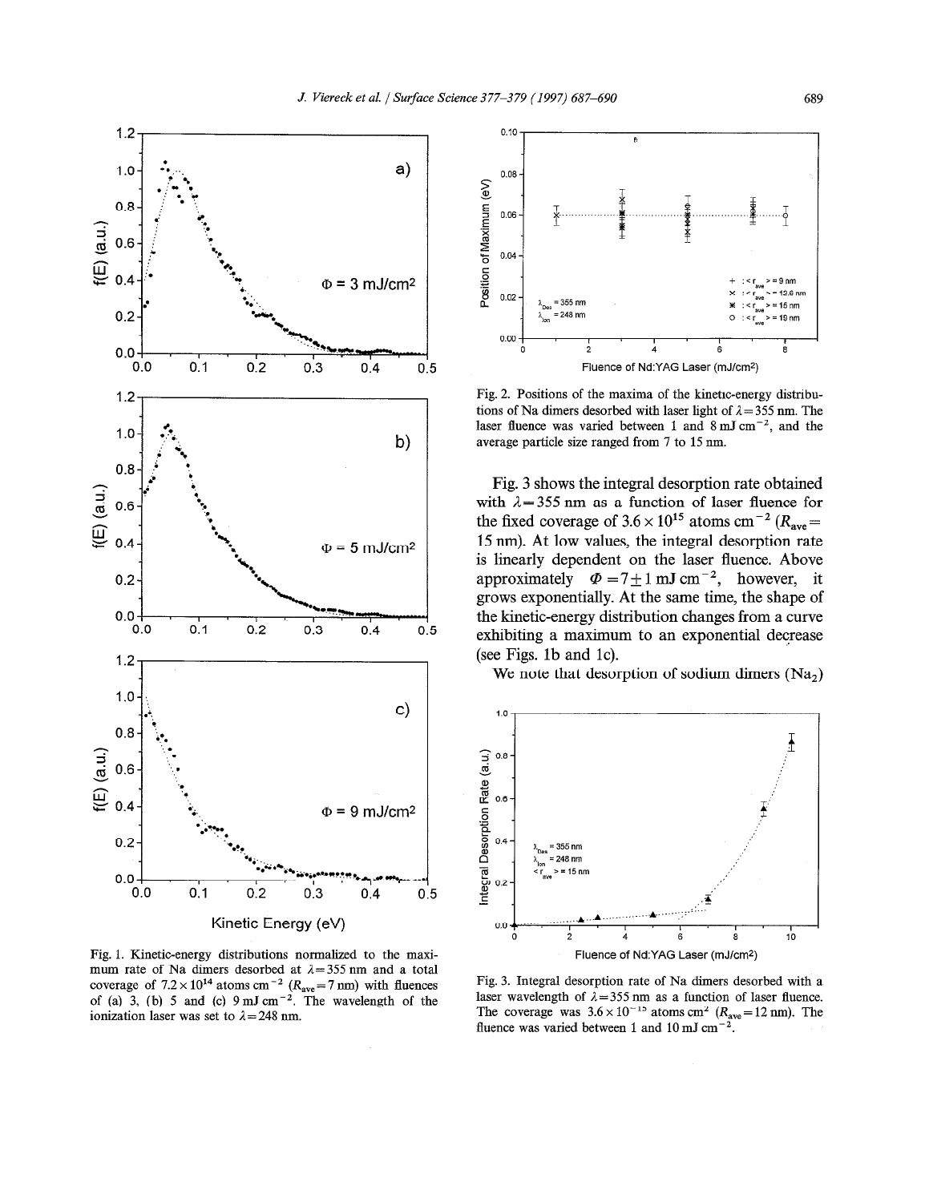Fig. 1. Kinetic-energy distributions normalized to the maximum rate of Na dimers desorbed at $\lambda = 355$ nm and a total coverage of $7.2 \times 10^{14}$ atoms cm$^{-2}$ ($R_{ave} = 7$ nm) with fluences of (a) 3, (b) 5 and (c) 9 mJ cm$^{-2}$. The wavelength of the ionization laser was set to $\lambda = 248$ nm.

Fig. 2. Positions of the maxima of the kinetic-energy distributions of Na dimers desorbed with laser light of $\lambda = 355$ nm. The laser fluence was varied between 1 and 8 mJ cm$^{-2}$, and the average particle size ranged from 7 to 15 nm.

Fig. 3 shows the integral desorption rate obtained with $\lambda = 355$ nm as a function of laser fluence for the fixed coverage of $3.6 \times 10^{15}$ atoms cm$^{-2}$ ($R_{ave} = 15$ nm). At low values, the integral desorption rate is linearly dependent on the laser fluence. Above approximately $\Phi = 7 \pm 1$ mJ cm$^{-2}$, however, it grows exponentially. At the same time, the shape of the kinetic-energy distribution changes from a curve exhibiting a maximum to an exponential decrease (see Figs. 1b and 1c).

We note that desorption of sodium dimers ($Na_2$)

Fig. 3. Integral desorption rate of Na dimers desorbed with a laser wavelength of $\lambda = 355$ nm as a function of laser fluence. The coverage was $3.6 \times 10^{-15}$ atoms cm$^2$ ($R_{ave} = 12$ nm). The fluence was varied between 1 and 10 mJ cm$^{-2}$.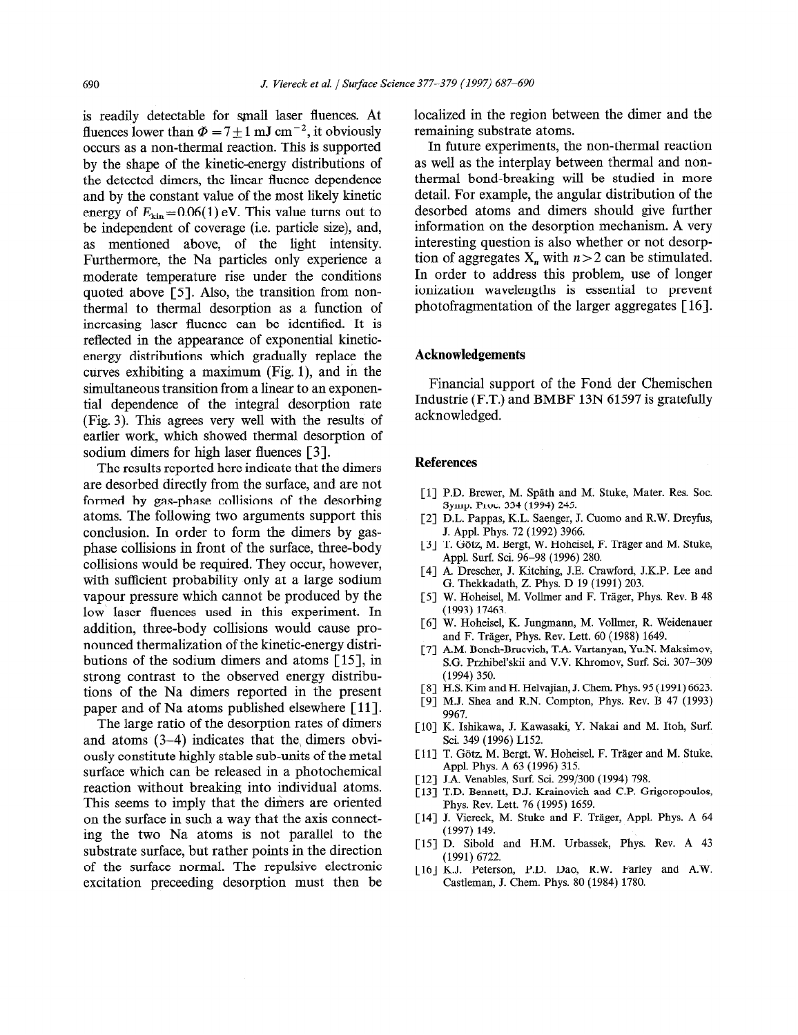is readily detectable for small laser fluences. At fluences lower than $\Phi = 7 \pm 1$ mJ cm$^{-2}$, it obviously occurs as a non-thermal reaction. This is supported by the shape of the kinetic-energy distributions of the detected dimers, the linear fluence dependence and by the constant value of the most likely kinetic energy of $E_{kin} = 0.06(1)$ eV. This value turns out to be independent of coverage (i.e. particle size), and, as mentioned above, of the light intensity. Furthermore, the Na particles only experience a moderate temperature rise under the conditions quoted above [5]. Also, the transition from non-thermal to thermal desorption as a function of increasing laser fluence can be identified. It is reflected in the appearance of exponential kinetic-energy distributions which gradually replace the curves exhibiting a maximum (Fig. 1), and in the simultaneous transition from a linear to an exponential dependence of the integral desorption rate (Fig. 3). This agrees very well with the results of earlier work, which showed thermal desorption of sodium dimers for high laser fluences [3].

The results reported here indicate that the dimers are desorbed directly from the surface, and are not formed by gas-phase collisions of the desorbing atoms. The following two arguments support this conclusion. In order to form the dimers by gas-phase collisions in front of the surface, three-body collisions would be required. They occur, however, with sufficient probability only at a large sodium vapour pressure which cannot be produced by the low laser fluences used in this experiment. In addition, three-body collisions would cause pronounced thermalization of the kinetic-energy distributions of the sodium dimers and atoms [15], in strong contrast to the observed energy distributions of the Na dimers reported in the present paper and of Na atoms published elsewhere [11].

The large ratio of the desorption rates of dimers and atoms (3–4) indicates that the dimers obviously constitute highly stable sub-units of the metal surface which can be released in a photochemical reaction without breaking into individual atoms. This seems to imply that the dimers are oriented on the surface in such a way that the axis connecting the two Na atoms is not parallel to the substrate surface, but rather points in the direction of the surface normal. The repulsive electronic excitation preceeding desorption must then be localized in the region between the dimer and the remaining substrate atoms.

In future experiments, the non-thermal reaction as well as the interplay between thermal and non-thermal bond-breaking will be studied in more detail. For example, the angular distribution of the desorbed atoms and dimers should give further information on the desorption mechanism. A very interesting question is also whether or not desorption of aggregates $X_n$ with $n > 2$ can be stimulated. In order to address this problem, use of longer ionization wavelengths is essential to prevent photofragmentation of the larger aggregates [16].

## Acknowledgements

Financial support of the Fond der Chemischen Industrie (F.T.) and BMBF 13N 61597 is gratefully acknowledged.

## References

[1] P.D. Brewer, M. Späth and M. Stuke, Mater. Res. Soc. Symp. Proc. 334 (1994) 245.

[2] D.L. Pappas, K.L. Saenger, J. Cuomo and R.W. Dreyfus, J. Appl. Phys. 72 (1992) 3966.

[3] T. Götz, M. Bergt, W. Hoheisel, F. Träger and M. Stuke, Appl. Surf. Sci. 96–98 (1996) 280.

[4] A. Drescher, J. Kitching, J.E. Crawford, J.K.P. Lee and G. Thekkadath, Z. Phys. D 19 (1991) 203.

[5] W. Hoheisel, M. Vollmer and F. Träger, Phys. Rev. B 48 (1993) 17463.

[6] W. Hoheisel, K. Jungmann, M. Vollmer, R. Weidenauer and F. Träger, Phys. Rev. Lett. 60 (1988) 1649.

[7] A.M. Bonch-Bruevich, T.A. Vartanyan, Yu.N. Maksimov, S.G. Przhibel'skii and V.V. Khromov, Surf. Sci. 307–309 (1994) 350.

[8] H.S. Kim and H. Helvajian, J. Chem. Phys. 95 (1991) 6623.

[9] M.J. Shea and R.N. Compton, Phys. Rev. B 47 (1993) 9967.

[10] K. Ishikawa, J. Kawasaki, Y. Nakai and M. Itoh, Surf. Sci. 349 (1996) L152.

[11] T. Götz, M. Bergt, W. Hoheisel, F. Träger and M. Stuke, Appl. Phys. A 63 (1996) 315.

[12] J.A. Venables, Surf. Sci. 299/300 (1994) 798.

[13] T.D. Bennett, D.J. Krainovich and C.P. Grigoropoulos, Phys. Rev. Lett. 76 (1995) 1659.

[14] J. Viereck, M. Stuke and F. Träger, Appl. Phys. A 64 (1997) 149.

[15] D. Sibold and H.M. Urbassek, Phys. Rev. A 43 (1991) 6722.

[16] K.J. Peterson, P.D. Dao, R.W. Farley and A.W. Castleman, J. Chem. Phys. 80 (1984) 1780.